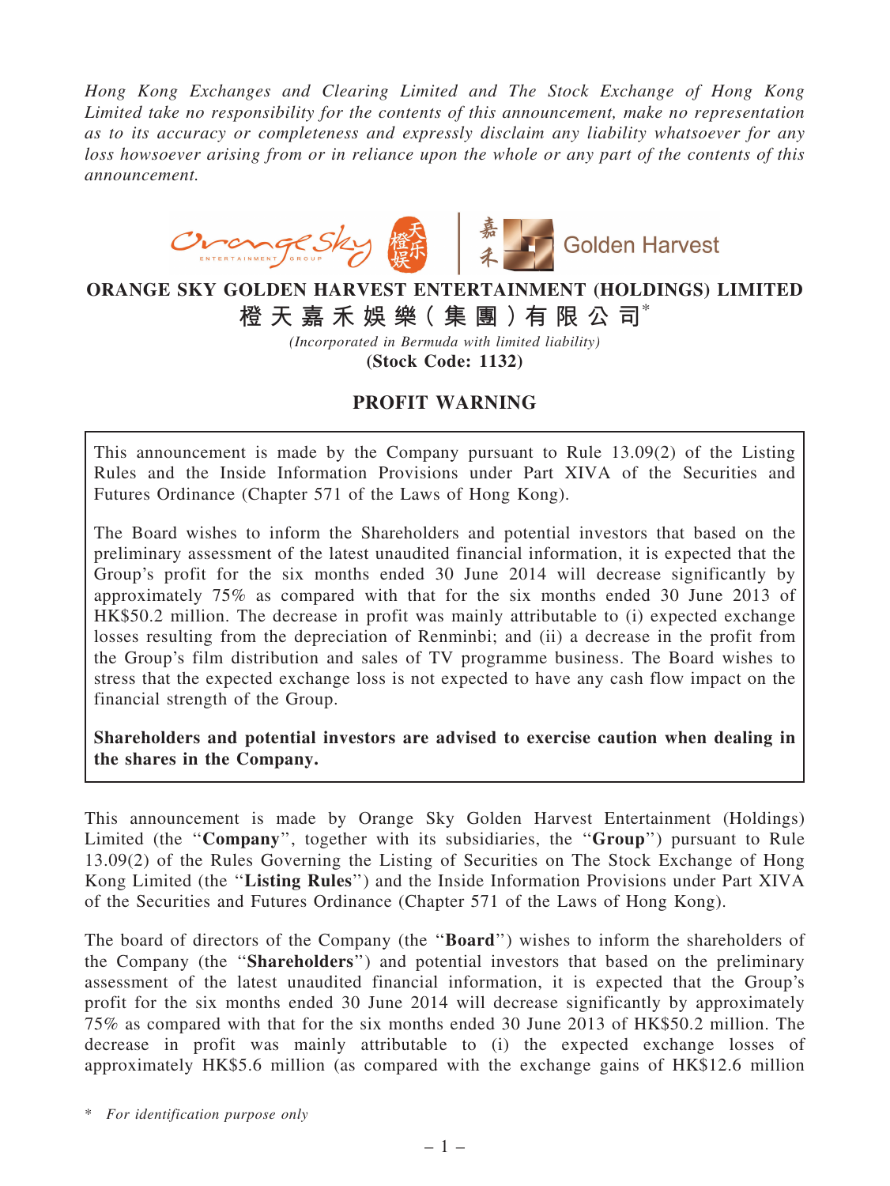*Hong Kong Exchanges and Clearing Limited and The Stock Exchange of Hong Kong Limited take no responsibility for the contents of this announcement, make no representation as to its accuracy or completeness and expressly disclaim any liability whatsoever for any loss howsoever arising from or in reliance upon the whole or any part of the contents of this announcement.*

# ORANGE SKY GOLDEN HARVEST ENTERTAINMENT (HOLDINGS) LIMITED

# 橙天嘉禾娛樂(集團)有限公司*

*(Incorporated in Bermuda with limited liability)*

**(Stock Code: 1132)**

## PROFIT WARNING

This announcement is made by the Company pursuant to Rule 13.09(2) of the Listing Rules and the Inside Information Provisions under Part XIVA of the Securities and Futures Ordinance (Chapter 571 of the Laws of Hong Kong).

The Board wishes to inform the Shareholders and potential investors that based on the preliminary assessment of the latest unaudited financial information, it is expected that the Group's profit for the six months ended 30 June 2014 will decrease significantly by approximately 75% as compared with that for the six months ended 30 June 2013 of HK$50.2 million. The decrease in profit was mainly attributable to (i) expected exchange losses resulting from the depreciation of Renminbi; and (ii) a decrease in the profit from the Group's film distribution and sales of TV programme business. The Board wishes to stress that the expected exchange loss is not expected to have any cash flow impact on the financial strength of the Group.

**Shareholders and potential investors are advised to exercise caution when dealing in the shares in the Company.**

This announcement is made by Orange Sky Golden Harvest Entertainment (Holdings) Limited (the "**Company**", together with its subsidiaries, the "**Group**") pursuant to Rule 13.09(2) of the Rules Governing the Listing of Securities on The Stock Exchange of Hong Kong Limited (the "**Listing Rules**") and the Inside Information Provisions under Part XIVA of the Securities and Futures Ordinance (Chapter 571 of the Laws of Hong Kong).

The board of directors of the Company (the "**Board**") wishes to inform the shareholders of the Company (the "**Shareholders**") and potential investors that based on the preliminary assessment of the latest unaudited financial information, it is expected that the Group's profit for the six months ended 30 June 2014 will decrease significantly by approximately 75% as compared with that for the six months ended 30 June 2013 of HK$50.2 million. The decrease in profit was mainly attributable to (i) the expected exchange losses of approximately HK$5.6 million (as compared with the exchange gains of HK$12.6 million

\* *For identification purpose only*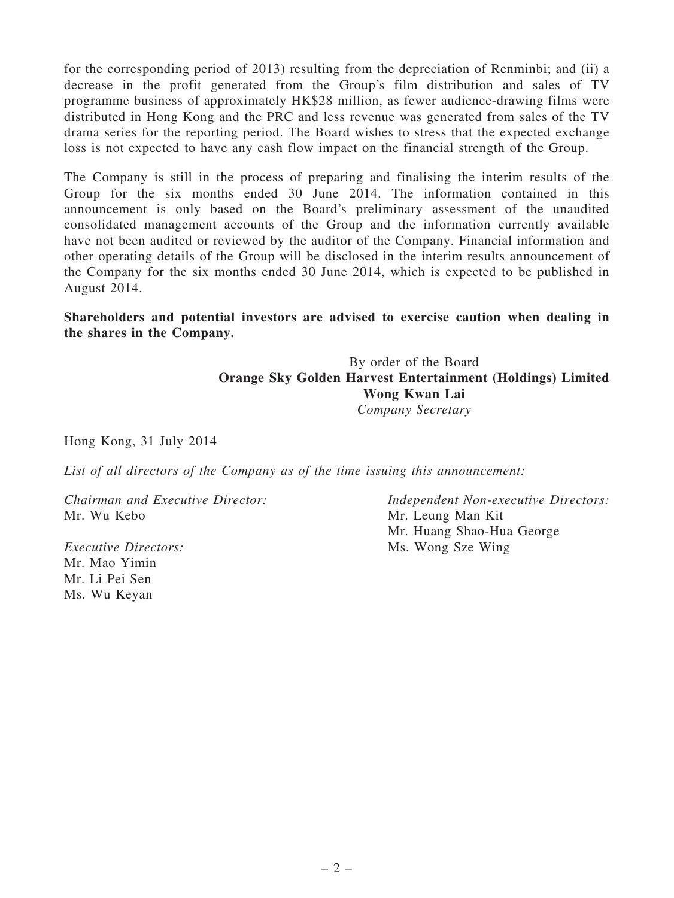for the corresponding period of 2013) resulting from the depreciation of Renminbi; and (ii) a decrease in the profit generated from the Group's film distribution and sales of TV programme business of approximately HK$28 million, as fewer audience-drawing films were distributed in Hong Kong and the PRC and less revenue was generated from sales of the TV drama series for the reporting period. The Board wishes to stress that the expected exchange loss is not expected to have any cash flow impact on the financial strength of the Group.

The Company is still in the process of preparing and finalising the interim results of the Group for the six months ended 30 June 2014. The information contained in this announcement is only based on the Board's preliminary assessment of the unaudited consolidated management accounts of the Group and the information currently available have not been audited or reviewed by the auditor of the Company. Financial information and other operating details of the Group will be disclosed in the interim results announcement of the Company for the six months ended 30 June 2014, which is expected to be published in August 2014.

**Shareholders and potential investors are advised to exercise caution when dealing in the shares in the Company.**

By order of the Board
**Orange Sky Golden Harvest Entertainment (Holdings) Limited**
**Wong Kwan Lai**
*Company Secretary*

Hong Kong, 31 July 2014

*List of all directors of the Company as of the time issuing this announcement:*

*Chairman and Executive Director:*
Mr. Wu Kebo

*Executive Directors:*
Mr. Mao Yimin
Mr. Li Pei Sen
Ms. Wu Keyan

*Independent Non-executive Directors:*
Mr. Leung Man Kit
Mr. Huang Shao-Hua George
Ms. Wong Sze Wing